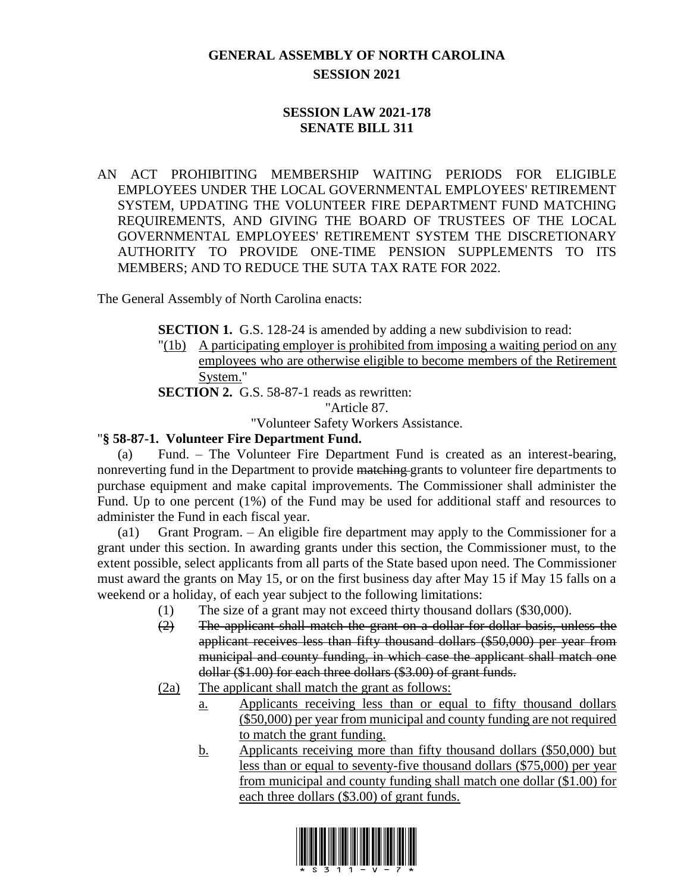# GENERAL ASSEMBLY OF NORTH CAROLINA
## SESSION 2021

### SESSION LAW 2021-178
### SENATE BILL 311

AN ACT PROHIBITING MEMBERSHIP WAITING PERIODS FOR ELIGIBLE EMPLOYEES UNDER THE LOCAL GOVERNMENTAL EMPLOYEES' RETIREMENT SYSTEM, UPDATING THE VOLUNTEER FIRE DEPARTMENT FUND MATCHING REQUIREMENTS, AND GIVING THE BOARD OF TRUSTEES OF THE LOCAL GOVERNMENTAL EMPLOYEES' RETIREMENT SYSTEM THE DISCRETIONARY AUTHORITY TO PROVIDE ONE-TIME PENSION SUPPLEMENTS TO ITS MEMBERS; AND TO REDUCE THE SUTA TAX RATE FOR 2022.

The General Assembly of North Carolina enacts:

**SECTION 1.** G.S. 128-24 is amended by adding a new subdivision to read:

"<u>(1b)</u> <u>A participating employer is prohibited from imposing a waiting period on any employees who are otherwise eligible to become members of the Retirement System.</u>"

**SECTION 2.** G.S. 58-87-1 reads as rewritten:

"Article 87.

"Volunteer Safety Workers Assistance.

"**§ 58-87-1. Volunteer Fire Department Fund.**

(a) Fund. – The Volunteer Fire Department Fund is created as an interest-bearing, nonreverting fund in the Department to provide ~~matching~~ grants to volunteer fire departments to purchase equipment and make capital improvements. The Commissioner shall administer the Fund. Up to one percent (1%) of the Fund may be used for additional staff and resources to administer the Fund in each fiscal year.

(a1) Grant Program. – An eligible fire department may apply to the Commissioner for a grant under this section. In awarding grants under this section, the Commissioner must, to the extent possible, select applicants from all parts of the State based upon need. The Commissioner must award the grants on May 15, or on the first business day after May 15 if May 15 falls on a weekend or a holiday, of each year subject to the following limitations:

(1) The size of a grant may not exceed thirty thousand dollars ($30,000).

~~(2) The applicant shall match the grant on a dollar-for-dollar basis, unless the applicant receives less than fifty thousand dollars ($50,000) per year from municipal and county funding, in which case the applicant shall match one dollar ($1.00) for each three dollars ($3.00) of grant funds.~~

<u>(2a)</u> <u>The applicant shall match the grant as follows:</u>

<u>a.</u> <u>Applicants receiving less than or equal to fifty thousand dollars ($50,000) per year from municipal and county funding are not required to match the grant funding.</u>

<u>b.</u> <u>Applicants receiving more than fifty thousand dollars ($50,000) but less than or equal to seventy-five thousand dollars ($75,000) per year from municipal and county funding shall match one dollar ($1.00) for each three dollars ($3.00) of grant funds.</u>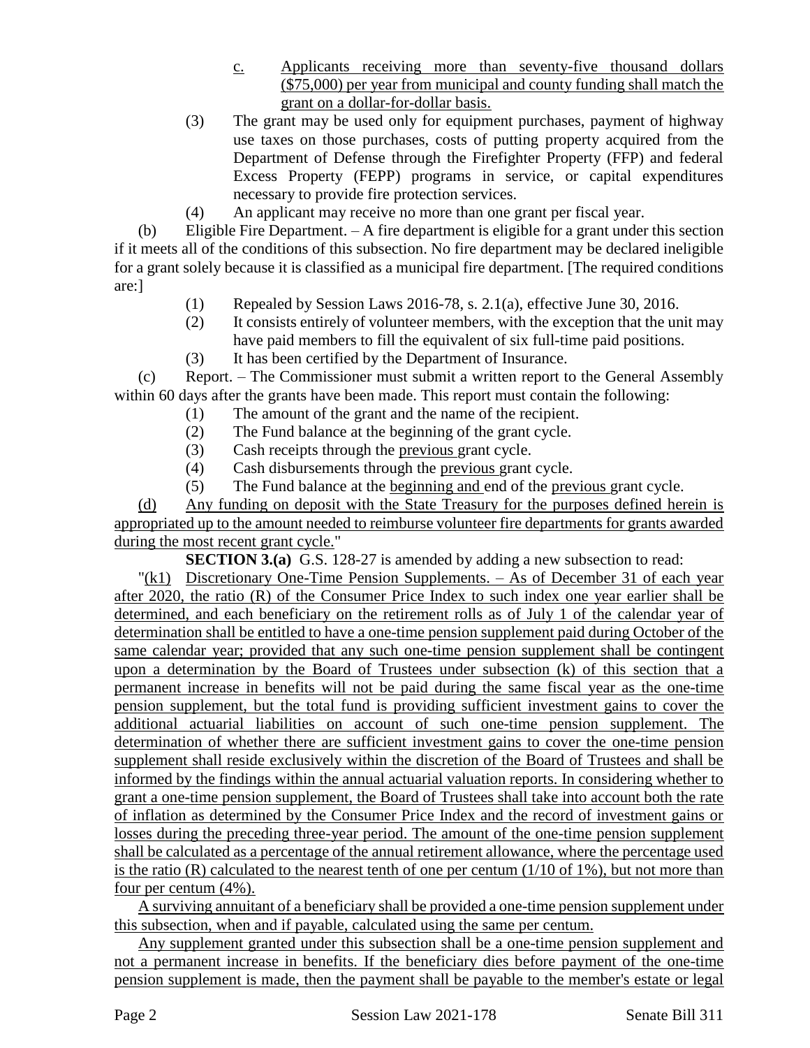c. Applicants receiving more than seventy-five thousand dollars ($75,000) per year from municipal and county funding shall match the grant on a dollar-for-dollar basis.

(3) The grant may be used only for equipment purchases, payment of highway use taxes on those purchases, costs of putting property acquired from the Department of Defense through the Firefighter Property (FFP) and federal Excess Property (FEPP) programs in service, or capital expenditures necessary to provide fire protection services.

(4) An applicant may receive no more than one grant per fiscal year.

(b) Eligible Fire Department. – A fire department is eligible for a grant under this section if it meets all of the conditions of this subsection. No fire department may be declared ineligible for a grant solely because it is classified as a municipal fire department. [The required conditions are:]

(1) Repealed by Session Laws 2016-78, s. 2.1(a), effective June 30, 2016.

(2) It consists entirely of volunteer members, with the exception that the unit may have paid members to fill the equivalent of six full-time paid positions.

(3) It has been certified by the Department of Insurance.

(c) Report. – The Commissioner must submit a written report to the General Assembly within 60 days after the grants have been made. This report must contain the following:

(1) The amount of the grant and the name of the recipient.

(2) The Fund balance at the beginning of the grant cycle.

(3) Cash receipts through the previous grant cycle.

(4) Cash disbursements through the previous grant cycle.

(5) The Fund balance at the beginning and end of the previous grant cycle.

(d) Any funding on deposit with the State Treasury for the purposes defined herein is appropriated up to the amount needed to reimburse volunteer fire departments for grants awarded during the most recent grant cycle."

**SECTION 3.(a)** G.S. 128-27 is amended by adding a new subsection to read:

"(k1) Discretionary One-Time Pension Supplements. – As of December 31 of each year after 2020, the ratio (R) of the Consumer Price Index to such index one year earlier shall be determined, and each beneficiary on the retirement rolls as of July 1 of the calendar year of determination shall be entitled to have a one-time pension supplement paid during October of the same calendar year; provided that any such one-time pension supplement shall be contingent upon a determination by the Board of Trustees under subsection (k) of this section that a permanent increase in benefits will not be paid during the same fiscal year as the one-time pension supplement, but the total fund is providing sufficient investment gains to cover the additional actuarial liabilities on account of such one-time pension supplement. The determination of whether there are sufficient investment gains to cover the one-time pension supplement shall reside exclusively within the discretion of the Board of Trustees and shall be informed by the findings within the annual actuarial valuation reports. In considering whether to grant a one-time pension supplement, the Board of Trustees shall take into account both the rate of inflation as determined by the Consumer Price Index and the record of investment gains or losses during the preceding three-year period. The amount of the one-time pension supplement shall be calculated as a percentage of the annual retirement allowance, where the percentage used is the ratio (R) calculated to the nearest tenth of one per centum (1/10 of 1%), but not more than four per centum (4%).

A surviving annuitant of a beneficiary shall be provided a one-time pension supplement under this subsection, when and if payable, calculated using the same per centum.

Any supplement granted under this subsection shall be a one-time pension supplement and not a permanent increase in benefits. If the beneficiary dies before payment of the one-time pension supplement is made, then the payment shall be payable to the member's estate or legal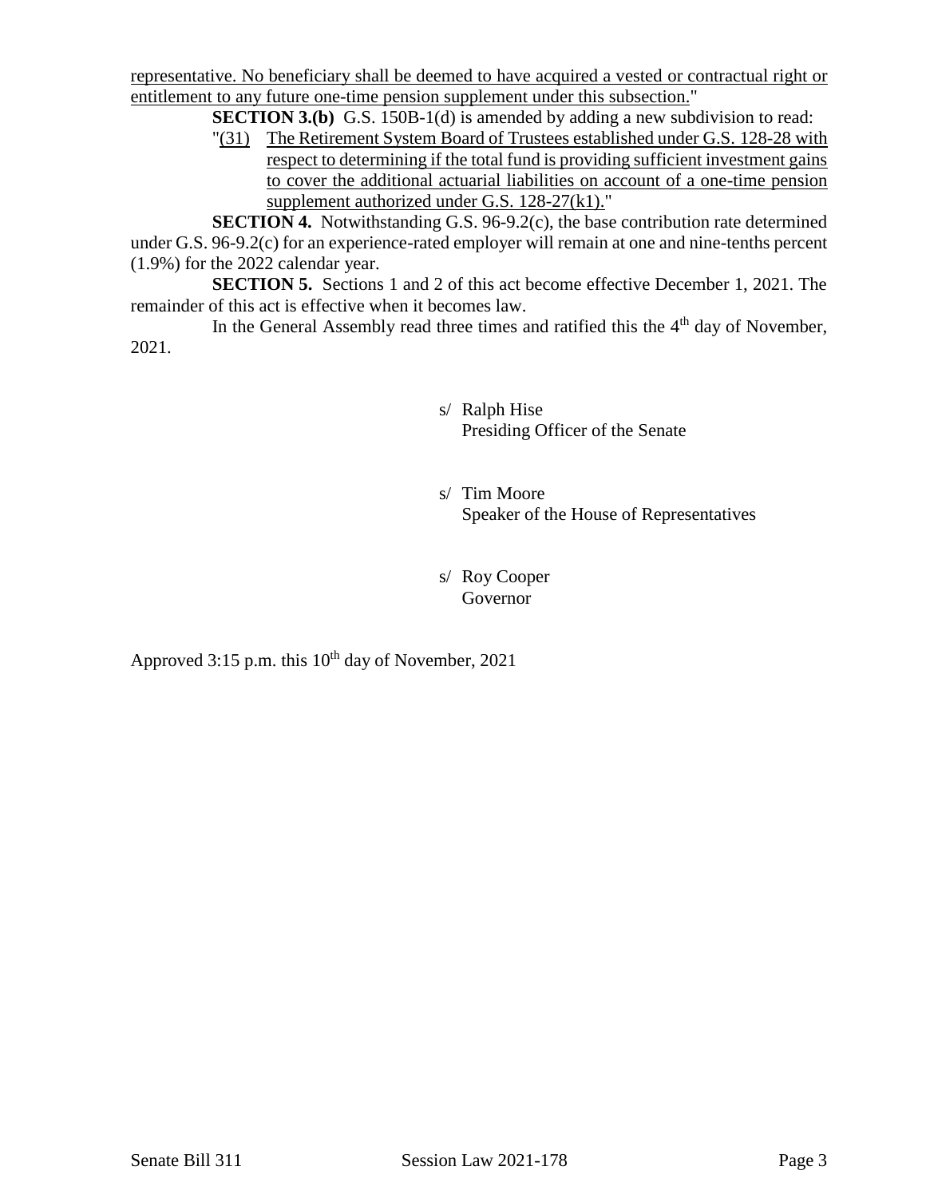representative. No beneficiary shall be deemed to have acquired a vested or contractual right or entitlement to any future one-time pension supplement under this subsection."

**SECTION 3.(b)** G.S. 150B-1(d) is amended by adding a new subdivision to read:

"(31) The Retirement System Board of Trustees established under G.S. 128-28 with respect to determining if the total fund is providing sufficient investment gains to cover the additional actuarial liabilities on account of a one-time pension supplement authorized under G.S. 128-27(k1)."

**SECTION 4.** Notwithstanding G.S. 96-9.2(c), the base contribution rate determined under G.S. 96-9.2(c) for an experience-rated employer will remain at one and nine-tenths percent (1.9%) for the 2022 calendar year.

**SECTION 5.** Sections 1 and 2 of this act become effective December 1, 2021. The remainder of this act is effective when it becomes law.

In the General Assembly read three times and ratified this the 4th day of November, 2021.

s/ Ralph Hise
Presiding Officer of the Senate

s/ Tim Moore
Speaker of the House of Representatives

s/ Roy Cooper
Governor

Approved 3:15 p.m. this 10th day of November, 2021